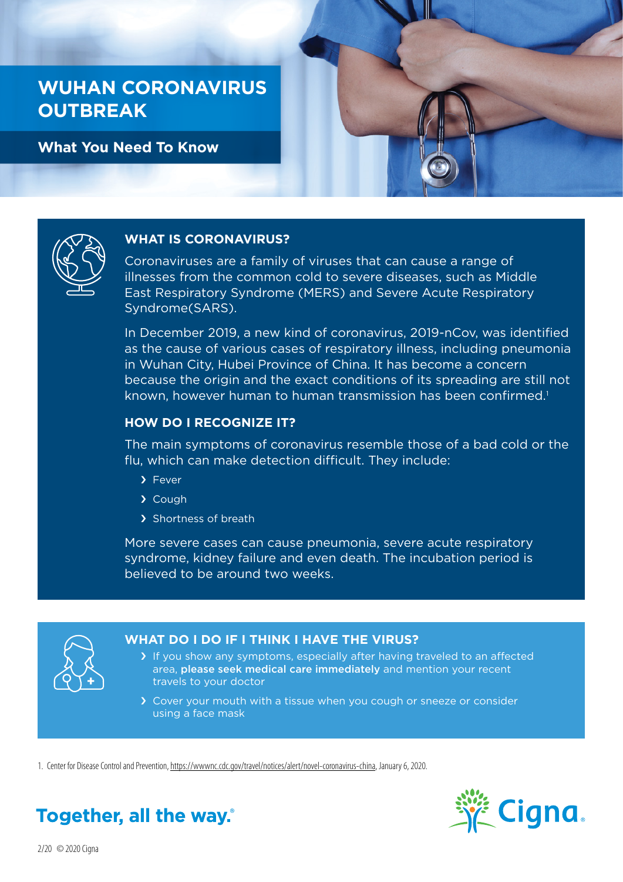# WUHAN CORONAVIRUS OUTBREAK

## What You Need To Know

### WHAT IS CORONAVIRUS?

Coronaviruses are a family of viruses that can cause a range of illnesses from the common cold to severe diseases, such as Middle East Respiratory Syndrome (MERS) and Severe Acute Respiratory Syndrome(SARS).

In December 2019, a new kind of coronavirus, 2019-nCov, was identified as the cause of various cases of respiratory illness, including pneumonia in Wuhan City, Hubei Province of China. It has become a concern because the origin and the exact conditions of its spreading are still not known, however human to human transmission has been confirmed.[1]

### HOW DO I RECOGNIZE IT?

The main symptoms of coronavirus resemble those of a bad cold or the flu, which can make detection difficult. They include:

- Fever
- Cough
- Shortness of breath

More severe cases can cause pneumonia, severe acute respiratory syndrome, kidney failure and even death. The incubation period is believed to be around two weeks.

### WHAT DO I DO IF I THINK I HAVE THE VIRUS?

- If you show any symptoms, especially after having traveled to an affected area, **please seek medical care immediately** and mention your recent travels to your doctor
- Cover your mouth with a tissue when you cough or sneeze or consider using a face mask

1. Center for Disease Control and Prevention, https://wwwnc.cdc.gov/travel/notices/alert/novel-coronavirus-china, January 6, 2020.

Together, all the way.®

Cigna.

2/20 © 2020 Cigna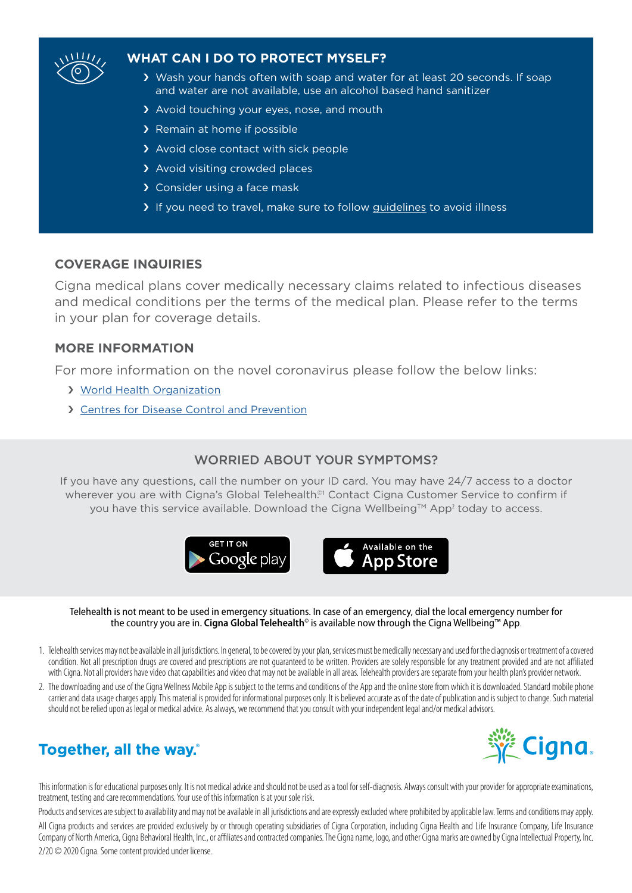## WHAT CAN I DO TO PROTECT MYSELF?

- Wash your hands often with soap and water for at least 20 seconds. If soap and water are not available, use an alcohol based hand sanitizer
- Avoid touching your eyes, nose, and mouth
- Remain at home if possible
- Avoid close contact with sick people
- Avoid visiting crowded places
- Consider using a face mask
- If you need to travel, make sure to follow guidelines to avoid illness

## COVERAGE INQUIRIES

Cigna medical plans cover medically necessary claims related to infectious diseases and medical conditions per the terms of the medical plan. Please refer to the terms in your plan for coverage details.

## MORE INFORMATION

For more information on the novel coronavirus please follow the below links:

- World Health Organization
- Centres for Disease Control and Prevention

## WORRIED ABOUT YOUR SYMPTOMS?

If you have any questions, call the number on your ID card. You may have 24/7 access to a doctor wherever you are with Cigna's Global Telehealth.©[1] Contact Cigna Customer Service to confirm if you have this service available. Download the Cigna Wellbeing™ App[2] today to access.

GET IT ON Google play

Available on the App Store

Telehealth is not meant to be used in emergency situations. In case of an emergency, dial the local emergency number for the country you are in. **Cigna Global Telehealth**© is available now through the Cigna Wellbeing™ App.

1. Telehealth services may not be available in all jurisdictions. In general, to be covered by your plan, services must be medically necessary and used for the diagnosis or treatment of a covered condition. Not all prescription drugs are covered and prescriptions are not guaranteed to be written. Providers are solely responsible for any treatment provided and are not affiliated with Cigna. Not all providers have video chat capabilities and video chat may not be available in all areas. Telehealth providers are separate from your health plan's provider network.
2. The downloading and use of the Cigna Wellness Mobile App is subject to the terms and conditions of the App and the online store from which it is downloaded. Standard mobile phone carrier and data usage charges apply. This material is provided for informational purposes only. It is believed accurate as of the date of publication and is subject to change. Such material should not be relied upon as legal or medical advice. As always, we recommend that you consult with your independent legal and/or medical advisors.

**Together, all the way.**®

Cigna.

This information is for educational purposes only. It is not medical advice and should not be used as a tool for self-diagnosis. Always consult with your provider for appropriate examinations, treatment, testing and care recommendations. Your use of this information is at your sole risk.

Products and services are subject to availability and may not be available in all jurisdictions and are expressly excluded where prohibited by applicable law. Terms and conditions may apply.

All Cigna products and services are provided exclusively by or through operating subsidiaries of Cigna Corporation, including Cigna Health and Life Insurance Company, Life Insurance Company of North America, Cigna Behavioral Health, Inc., or affiliates and contracted companies. The Cigna name, logo, and other Cigna marks are owned by Cigna Intellectual Property, Inc.

2/20 © 2020 Cigna. Some content provided under license.